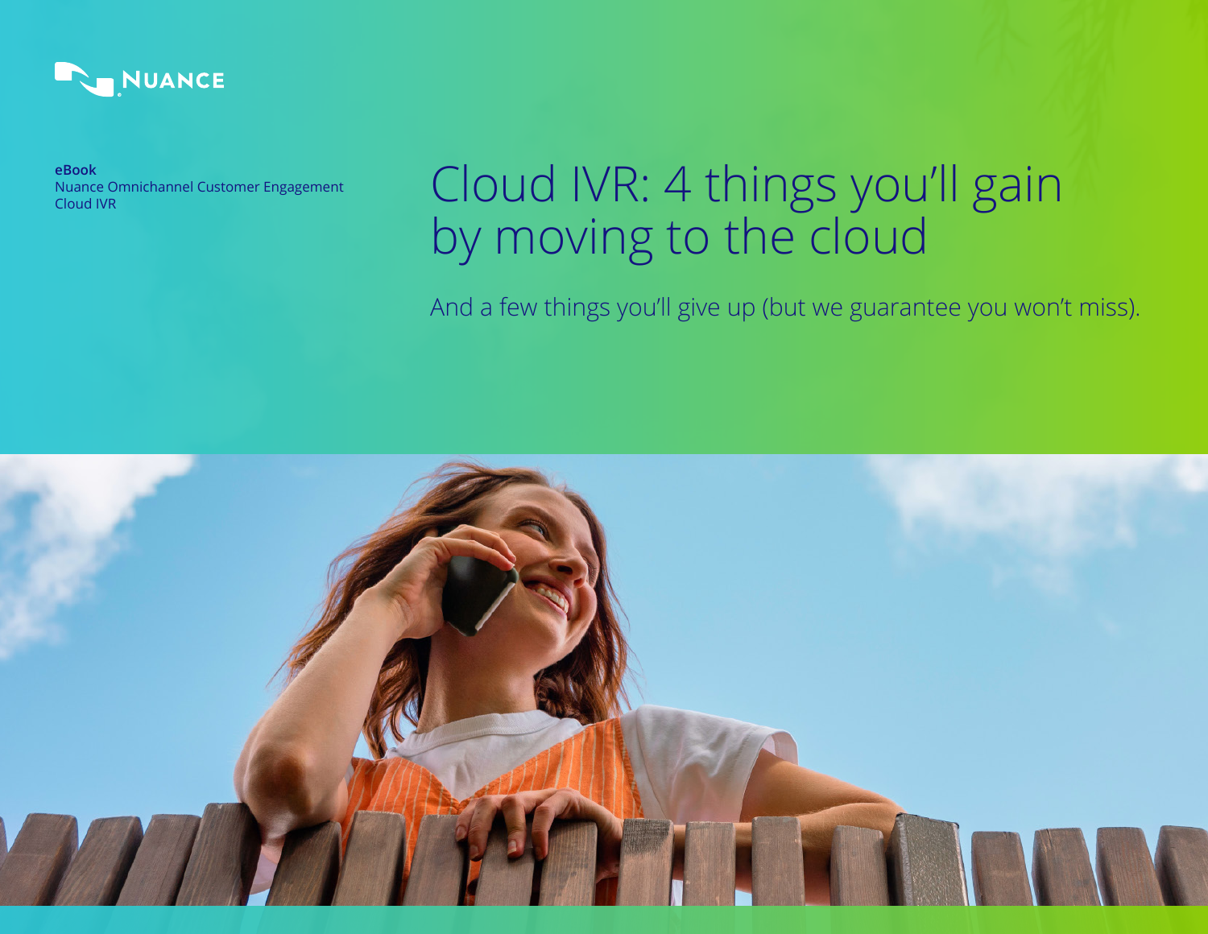NUANCE

**eBook**
Nuance Omnichannel Customer Engagement
Cloud IVR

# Cloud IVR: 4 things you'll gain by moving to the cloud

And a few things you'll give up (but we guarantee you won't miss).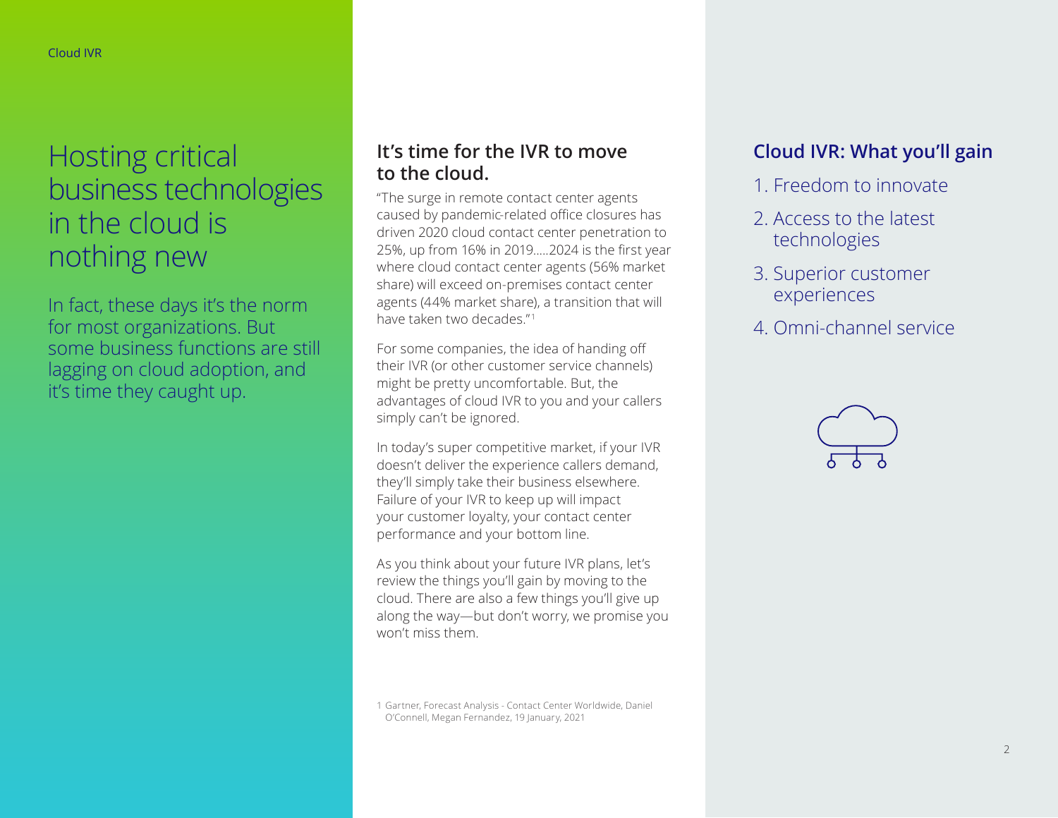# Hosting critical business technologies in the cloud is nothing new

In fact, these days it's the norm for most organizations. But some business functions are still lagging on cloud adoption, and it's time they caught up.

## It's time for the IVR to move to the cloud.

"The surge in remote contact center agents caused by pandemic-related office closures has driven 2020 cloud contact center penetration to 25%, up from 16% in 2019.....2024 is the first year where cloud contact center agents (56% market share) will exceed on-premises contact center agents (44% market share), a transition that will have taken two decades."[1]

For some companies, the idea of handing off their IVR (or other customer service channels) might be pretty uncomfortable. But, the advantages of cloud IVR to you and your callers simply can't be ignored.

In today's super competitive market, if your IVR doesn't deliver the experience callers demand, they'll simply take their business elsewhere. Failure of your IVR to keep up will impact your customer loyalty, your contact center performance and your bottom line.

As you think about your future IVR plans, let's review the things you'll gain by moving to the cloud. There are also a few things you'll give up along the way—but don't worry, we promise you won't miss them.

1 Gartner, Forecast Analysis - Contact Center Worldwide, Daniel O'Connell, Megan Fernandez, 19 January, 2021

## Cloud IVR: What you'll gain

1. Freedom to innovate
2. Access to the latest technologies
3. Superior customer experiences
4. Omni-channel service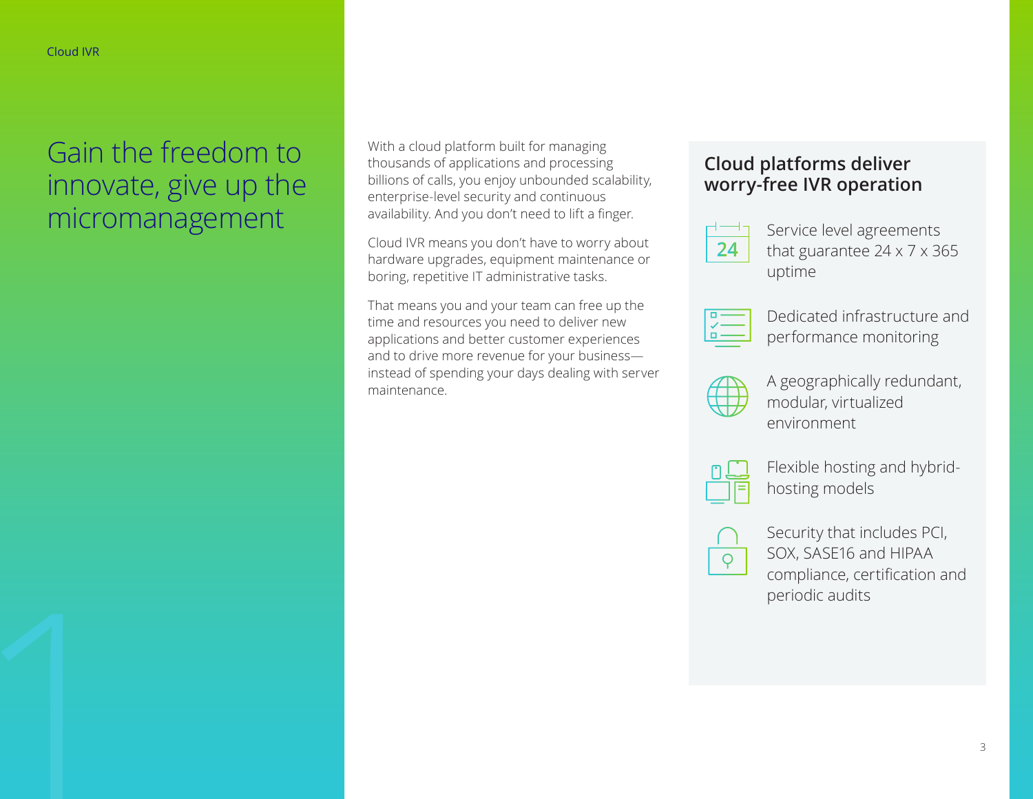# Gain the freedom to innovate, give up the micromanagement

With a cloud platform built for managing thousands of applications and processing billions of calls, you enjoy unbounded scalability, enterprise-level security and continuous availability. And you don't need to lift a finger.

Cloud IVR means you don't have to worry about hardware upgrades, equipment maintenance or boring, repetitive IT administrative tasks.

That means you and your team can free up the time and resources you need to deliver new applications and better customer experiences and to drive more revenue for your business—instead of spending your days dealing with server maintenance.

## Cloud platforms deliver worry-free IVR operation

- Service level agreements that guarantee 24 x 7 x 365 uptime
- Dedicated infrastructure and performance monitoring
- A geographically redundant, modular, virtualized environment
- Flexible hosting and hybrid-hosting models
- Security that includes PCI, SOX, SASE16 and HIPAA compliance, certification and periodic audits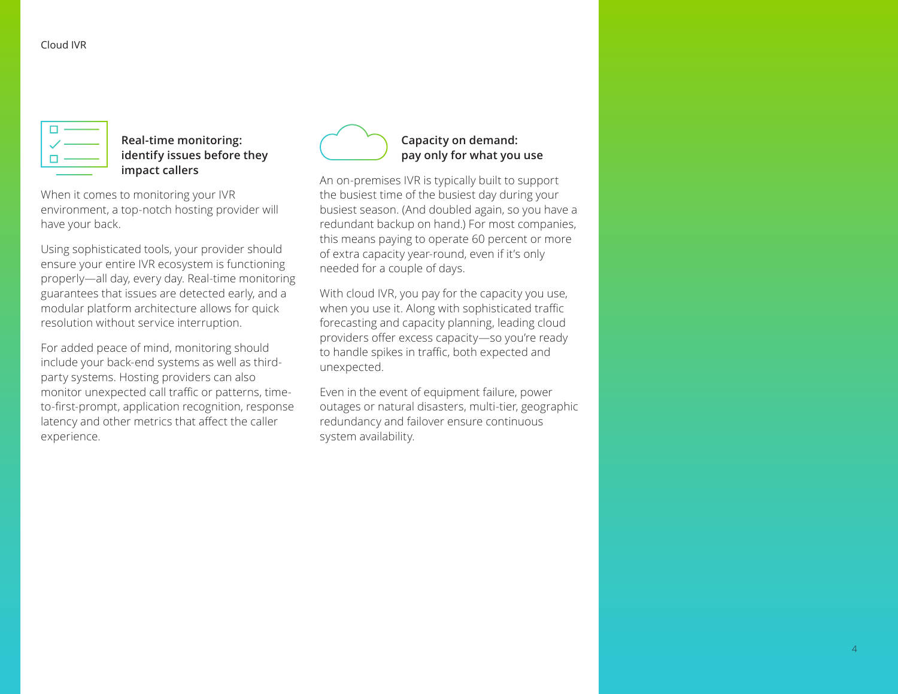### Real-time monitoring: identify issues before they impact callers

When it comes to monitoring your IVR environment, a top-notch hosting provider will have your back.

Using sophisticated tools, your provider should ensure your entire IVR ecosystem is functioning properly—all day, every day. Real-time monitoring guarantees that issues are detected early, and a modular platform architecture allows for quick resolution without service interruption.

For added peace of mind, monitoring should include your back-end systems as well as third-party systems. Hosting providers can also monitor unexpected call traffic or patterns, time-to-first-prompt, application recognition, response latency and other metrics that affect the caller experience.

### Capacity on demand: pay only for what you use

An on-premises IVR is typically built to support the busiest time of the busiest day during your busiest season. (And doubled again, so you have a redundant backup on hand.) For most companies, this means paying to operate 60 percent or more of extra capacity year-round, even if it's only needed for a couple of days.

With cloud IVR, you pay for the capacity you use, when you use it. Along with sophisticated traffic forecasting and capacity planning, leading cloud providers offer excess capacity—so you're ready to handle spikes in traffic, both expected and unexpected.

Even in the event of equipment failure, power outages or natural disasters, multi-tier, geographic redundancy and failover ensure continuous system availability.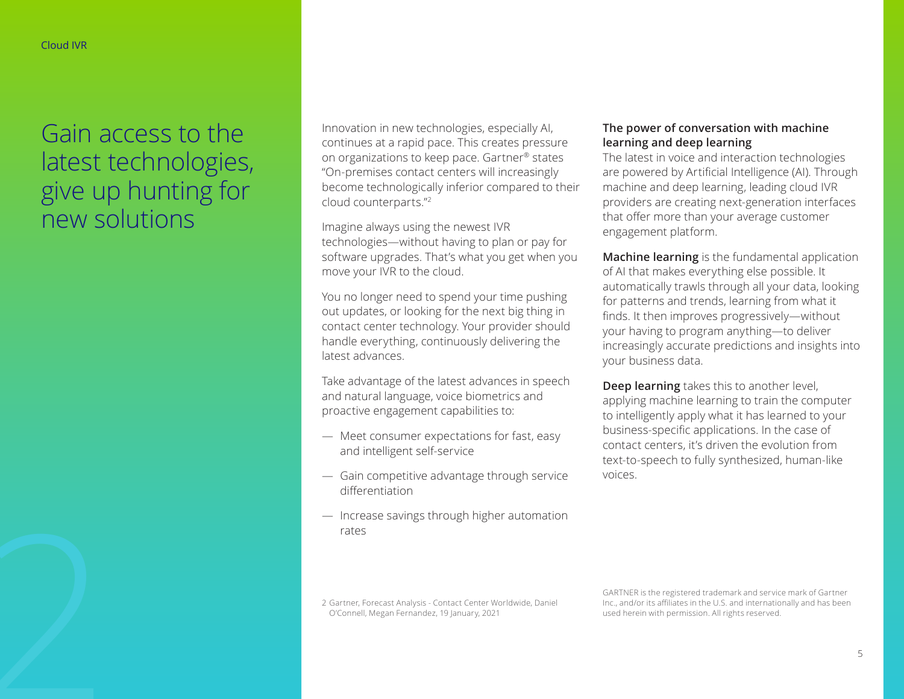# Gain access to the latest technologies, give up hunting for new solutions

Innovation in new technologies, especially AI, continues at a rapid pace. This creates pressure on organizations to keep pace. Gartner® states "On-premises contact centers will increasingly become technologically inferior compared to their cloud counterparts."[2]

Imagine always using the newest IVR technologies—without having to plan or pay for software upgrades. That's what you get when you move your IVR to the cloud.

You no longer need to spend your time pushing out updates, or looking for the next big thing in contact center technology. Your provider should handle everything, continuously delivering the latest advances.

Take advantage of the latest advances in speech and natural language, voice biometrics and proactive engagement capabilities to:

— Meet consumer expectations for fast, easy and intelligent self-service

— Gain competitive advantage through service differentiation

— Increase savings through higher automation rates

**The power of conversation with machine learning and deep learning**

The latest in voice and interaction technologies are powered by Artificial Intelligence (AI). Through machine and deep learning, leading cloud IVR providers are creating next-generation interfaces that offer more than your average customer engagement platform.

**Machine learning** is the fundamental application of AI that makes everything else possible. It automatically trawls through all your data, looking for patterns and trends, learning from what it finds. It then improves progressively—without your having to program anything—to deliver increasingly accurate predictions and insights into your business data.

**Deep learning** takes this to another level, applying machine learning to train the computer to intelligently apply what it has learned to your business-specific applications. In the case of contact centers, it's driven the evolution from text-to-speech to fully synthesized, human-like voices.

2 Gartner, Forecast Analysis - Contact Center Worldwide, Daniel O'Connell, Megan Fernandez, 19 January, 2021

GARTNER is the registered trademark and service mark of Gartner Inc., and/or its affiliates in the U.S. and internationally and has been used herein with permission. All rights reserved.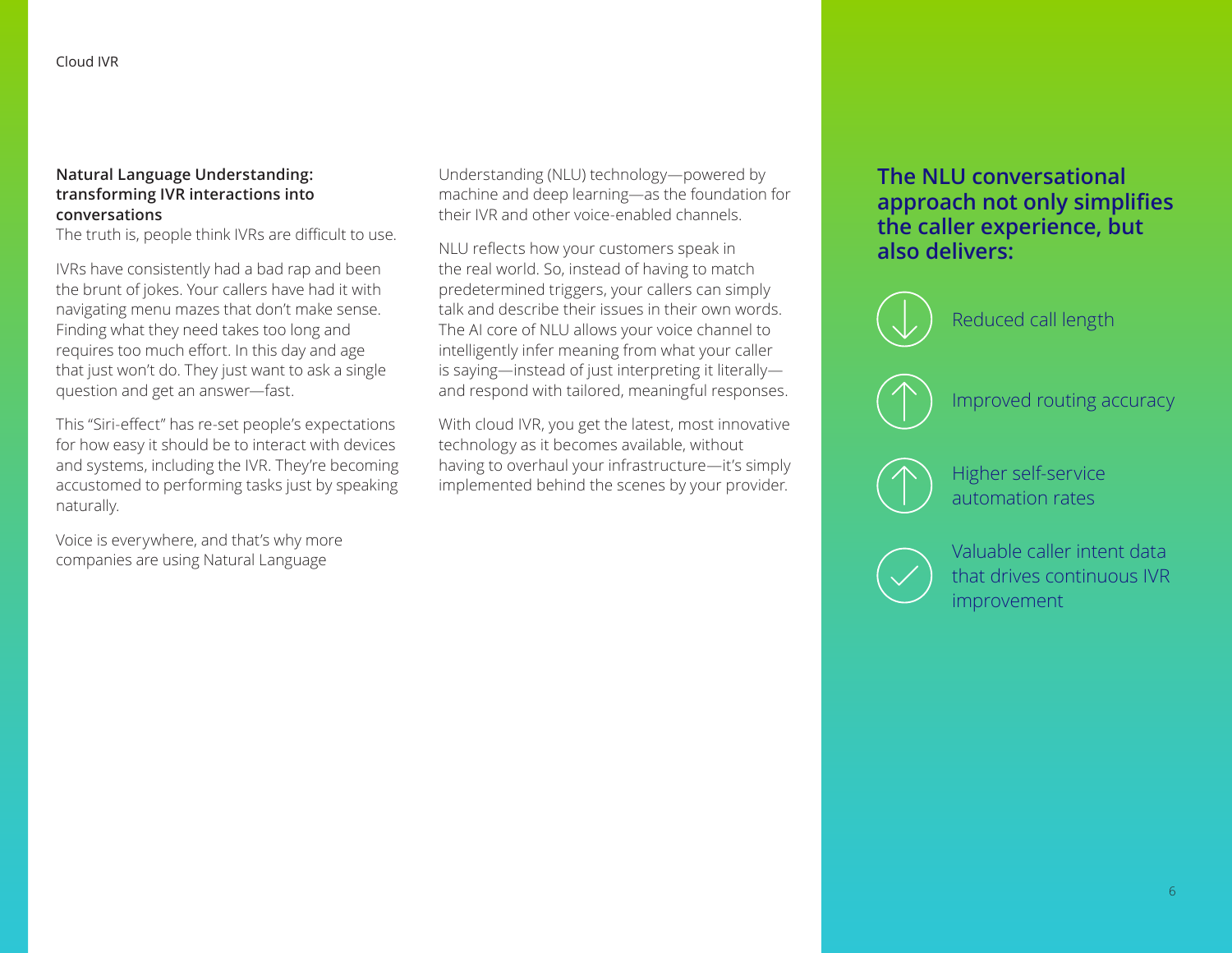## Natural Language Understanding: transforming IVR interactions into conversations

The truth is, people think IVRs are difficult to use.

IVRs have consistently had a bad rap and been the brunt of jokes. Your callers have had it with navigating menu mazes that don't make sense. Finding what they need takes too long and requires too much effort. In this day and age that just won't do. They just want to ask a single question and get an answer—fast.

This "Siri-effect" has re-set people's expectations for how easy it should be to interact with devices and systems, including the IVR. They're becoming accustomed to performing tasks just by speaking naturally.

Voice is everywhere, and that's why more companies are using Natural Language Understanding (NLU) technology—powered by machine and deep learning—as the foundation for their IVR and other voice-enabled channels.

NLU reflects how your customers speak in the real world. So, instead of having to match predetermined triggers, your callers can simply talk and describe their issues in their own words. The AI core of NLU allows your voice channel to intelligently infer meaning from what your caller is saying—instead of just interpreting it literally—and respond with tailored, meaningful responses.

With cloud IVR, you get the latest, most innovative technology as it becomes available, without having to overhaul your infrastructure—it's simply implemented behind the scenes by your provider.

### The NLU conversational approach not only simplifies the caller experience, but also delivers:

- Reduced call length
- Improved routing accuracy
- Higher self-service automation rates
- Valuable caller intent data that drives continuous IVR improvement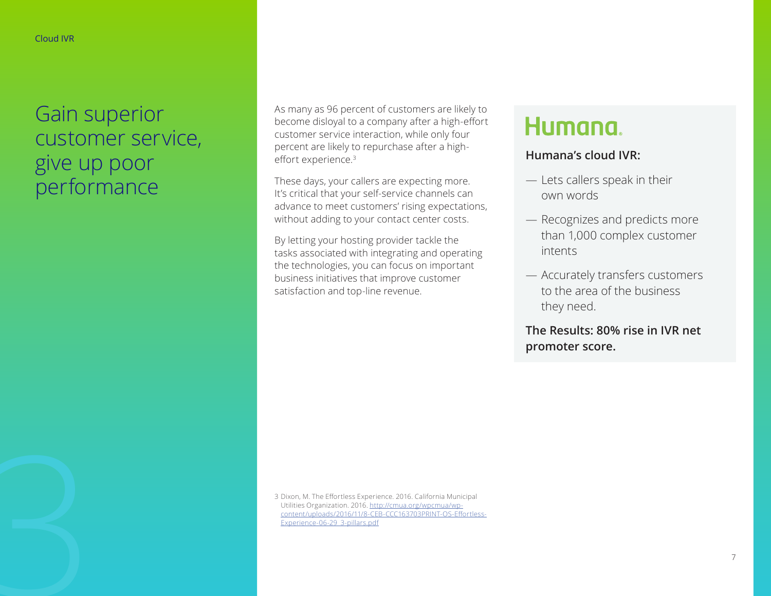# Gain superior customer service, give up poor performance

As many as 96 percent of customers are likely to become disloyal to a company after a high-effort customer service interaction, while only four percent are likely to repurchase after a high-effort experience.[3]

These days, your callers are expecting more. It's critical that your self-service channels can advance to meet customers' rising expectations, without adding to your contact center costs.

By letting your hosting provider tackle the tasks associated with integrating and operating the technologies, you can focus on important business initiatives that improve customer satisfaction and top-line revenue.

## Humana

**Humana's cloud IVR:**

- Lets callers speak in their own words
- Recognizes and predicts more than 1,000 complex customer intents
- Accurately transfers customers to the area of the business they need.

**The Results: 80% rise in IVR net promoter score.**

3 Dixon, M. The Effortless Experience. 2016. California Municipal Utilities Organization. 2016. http://cmua.org/wpcmua/wp-content/uploads/2016/11/8-CEB-CCC163703PRINT-OS-Effortless-Experience-06-29_3-pillars.pdf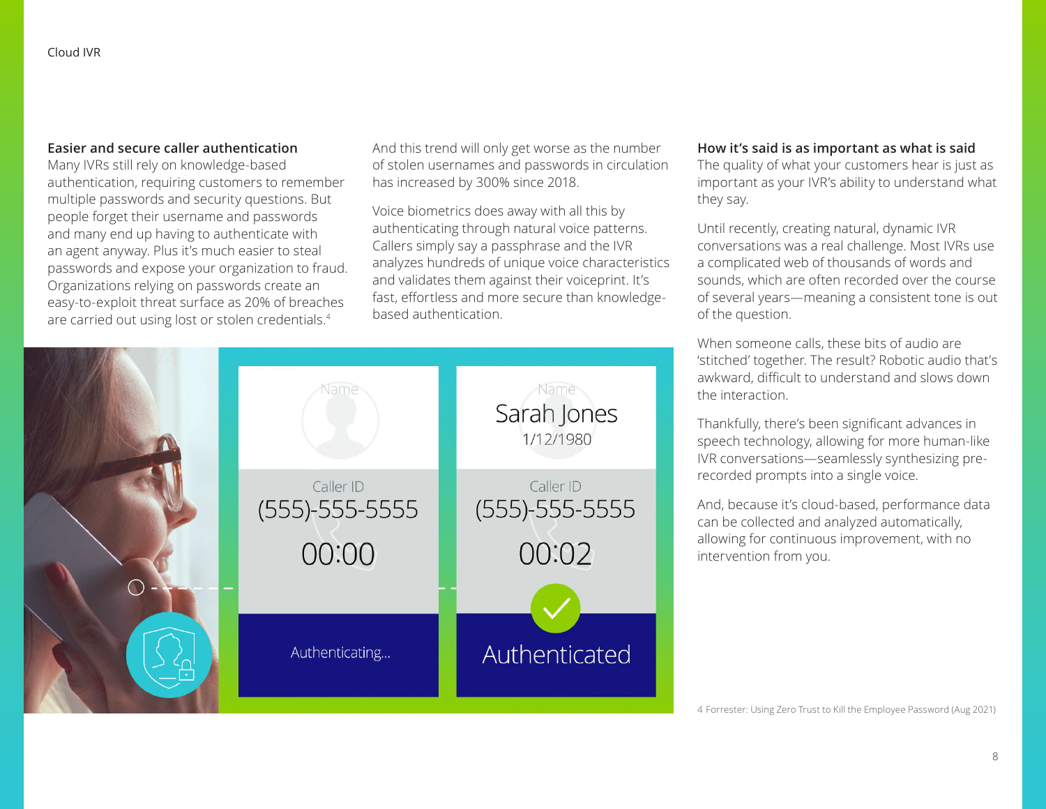## Easier and secure caller authentication

Many IVRs still rely on knowledge-based authentication, requiring customers to remember multiple passwords and security questions. But people forget their username and passwords and many end up having to authenticate with an agent anyway. Plus it's much easier to steal passwords and expose your organization to fraud. Organizations relying on passwords create an easy-to-exploit threat surface as 20% of breaches are carried out using lost or stolen credentials.[4]

And this trend will only get worse as the number of stolen usernames and passwords in circulation has increased by 300% since 2018.

Voice biometrics does away with all this by authenticating through natural voice patterns. Callers simply say a passphrase and the IVR analyzes hundreds of unique voice characteristics and validates them against their voiceprint. It's fast, effortless and more secure than knowledge-based authentication.

Name

Caller ID
(555)-555-5555
00:00

Authenticating...

Name
Sarah Jones
1/12/1980

Caller ID
(555)-555-5555
00:02

Authenticated

## How it's said is as important as what is said

The quality of what your customers hear is just as important as your IVR's ability to understand what they say.

Until recently, creating natural, dynamic IVR conversations was a real challenge. Most IVRs use a complicated web of thousands of words and sounds, which are often recorded over the course of several years—meaning a consistent tone is out of the question.

When someone calls, these bits of audio are 'stitched' together. The result? Robotic audio that's awkward, difficult to understand and slows down the interaction.

Thankfully, there's been significant advances in speech technology, allowing for more human-like IVR conversations—seamlessly synthesizing pre-recorded prompts into a single voice.

And, because it's cloud-based, performance data can be collected and analyzed automatically, allowing for continuous improvement, with no intervention from you.

4 Forrester: Using Zero Trust to Kill the Employee Password (Aug 2021)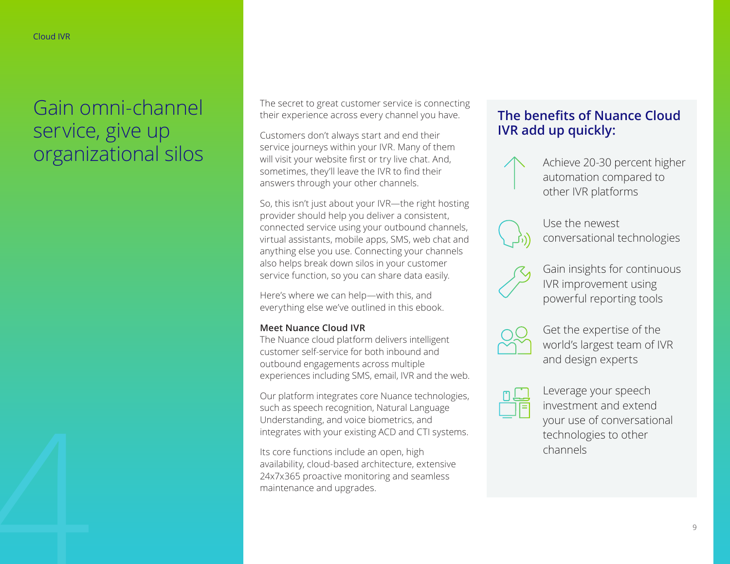# Gain omni-channel service, give up organizational silos

The secret to great customer service is connecting their experience across every channel you have.

Customers don't always start and end their service journeys within your IVR. Many of them will visit your website first or try live chat. And, sometimes, they'll leave the IVR to find their answers through your other channels.

So, this isn't just about your IVR—the right hosting provider should help you deliver a consistent, connected service using your outbound channels, virtual assistants, mobile apps, SMS, web chat and anything else you use. Connecting your channels also helps break down silos in your customer service function, so you can share data easily.

Here's where we can help—with this, and everything else we've outlined in this ebook.

**Meet Nuance Cloud IVR**

The Nuance cloud platform delivers intelligent customer self-service for both inbound and outbound engagements across multiple experiences including SMS, email, IVR and the web.

Our platform integrates core Nuance technologies, such as speech recognition, Natural Language Understanding, and voice biometrics, and integrates with your existing ACD and CTI systems.

Its core functions include an open, high availability, cloud-based architecture, extensive 24x7x365 proactive monitoring and seamless maintenance and upgrades.

## The benefits of Nuance Cloud IVR add up quickly:

- Achieve 20-30 percent higher automation compared to other IVR platforms
- Use the newest conversational technologies
- Gain insights for continuous IVR improvement using powerful reporting tools
- Get the expertise of the world's largest team of IVR and design experts
- Leverage your speech investment and extend your use of conversational technologies to other channels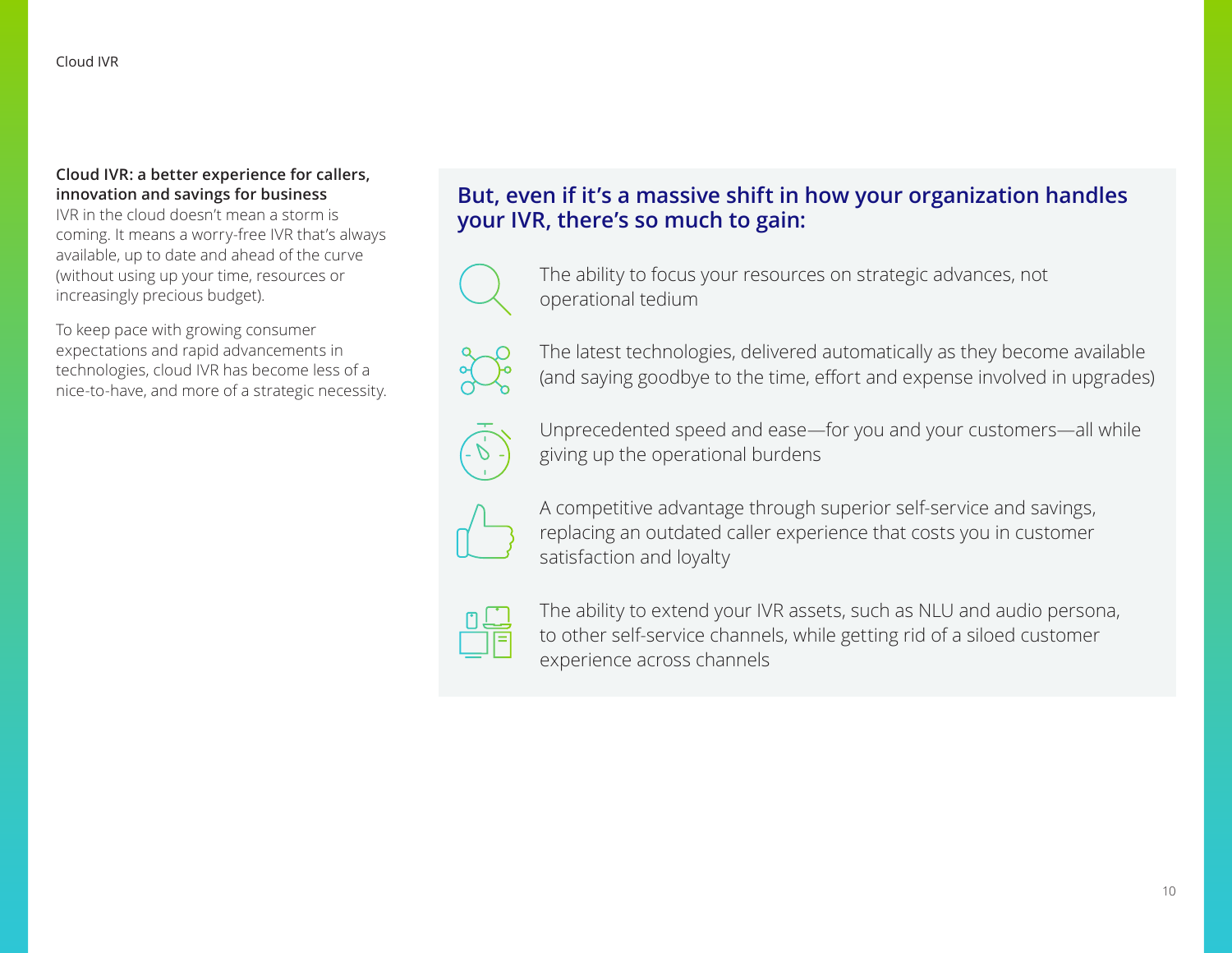**Cloud IVR: a better experience for callers, innovation and savings for business**

IVR in the cloud doesn't mean a storm is coming. It means a worry-free IVR that's always available, up to date and ahead of the curve (without using up your time, resources or increasingly precious budget).

To keep pace with growing consumer expectations and rapid advancements in technologies, cloud IVR has become less of a nice-to-have, and more of a strategic necessity.

## But, even if it's a massive shift in how your organization handles your IVR, there's so much to gain:

- The ability to focus your resources on strategic advances, not operational tedium
- The latest technologies, delivered automatically as they become available (and saying goodbye to the time, effort and expense involved in upgrades)
- Unprecedented speed and ease—for you and your customers—all while giving up the operational burdens
- A competitive advantage through superior self-service and savings, replacing an outdated caller experience that costs you in customer satisfaction and loyalty
- The ability to extend your IVR assets, such as NLU and audio persona, to other self-service channels, while getting rid of a siloed customer experience across channels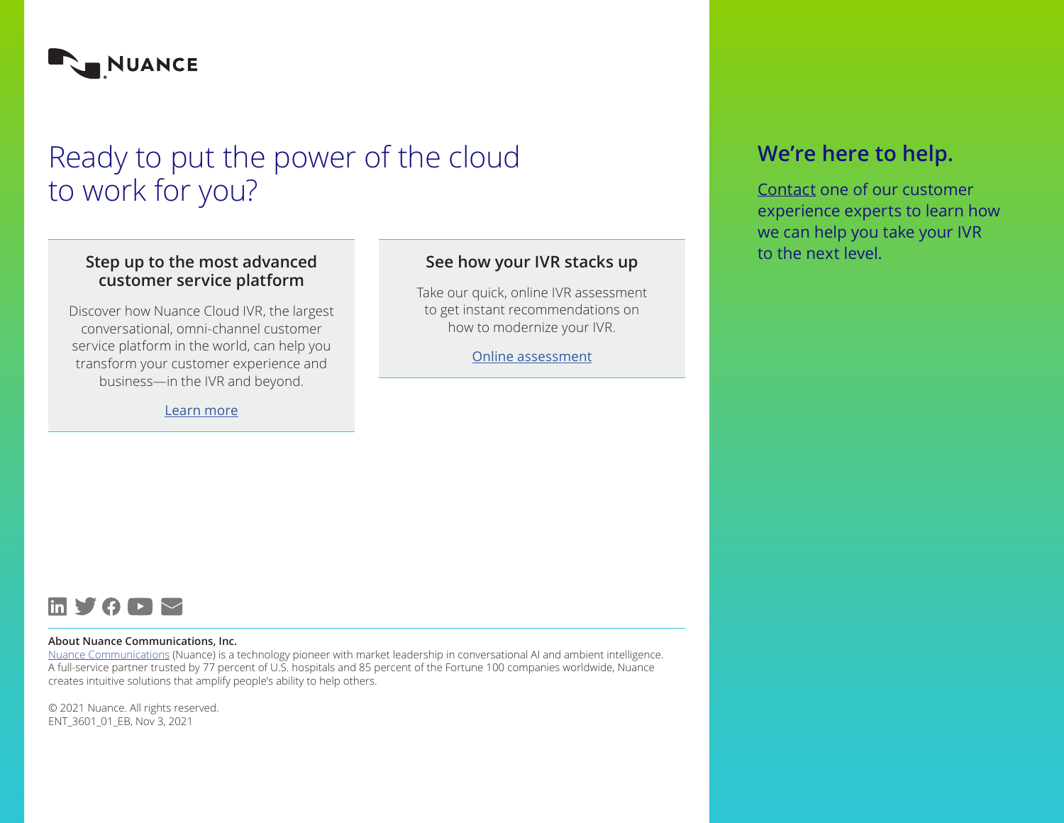# Ready to put the power of the cloud to work for you?

### Step up to the most advanced customer service platform

Discover how Nuance Cloud IVR, the largest conversational, omni-channel customer service platform in the world, can help you transform your customer experience and business—in the IVR and beyond.

Learn more

### See how your IVR stacks up

Take our quick, online IVR assessment to get instant recommendations on how to modernize your IVR.

Online assessment

## We're here to help.

Contact one of our customer experience experts to learn how we can help you take your IVR to the next level.

**About Nuance Communications, Inc.**
Nuance Communications (Nuance) is a technology pioneer with market leadership in conversational AI and ambient intelligence. A full-service partner trusted by 77 percent of U.S. hospitals and 85 percent of the Fortune 100 companies worldwide, Nuance creates intuitive solutions that amplify people's ability to help others.

© 2021 Nuance. All rights reserved.
ENT_3601_01_EB, Nov 3, 2021